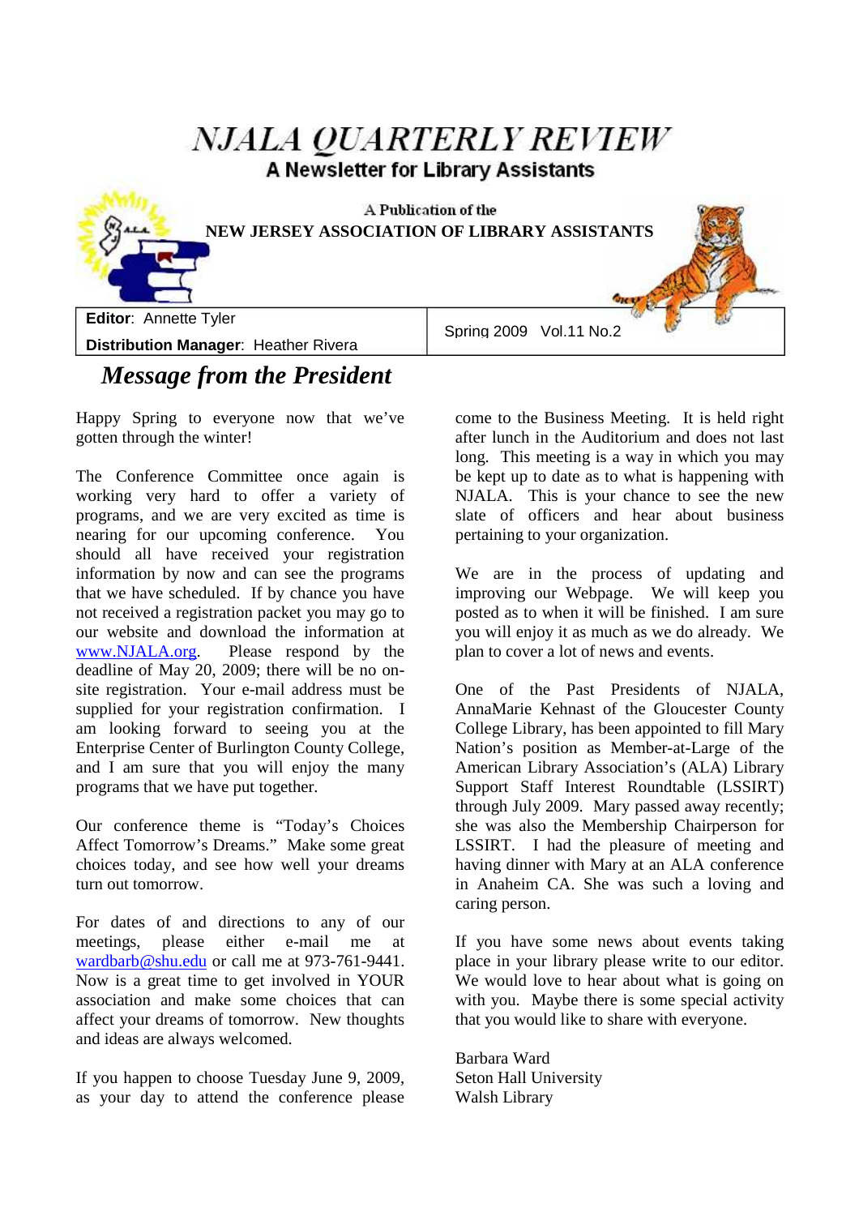# NJALA QUARTERLY REVIEW

**A Newsletter for Library Assistants**

A Publication of the

**NEW JERSEY ASSOCIATION OF LIBRARY ASSISTANTS**

**Editor**: Annette Tyler

**Distribution Manager**: Heather Rivera

Spring 2009 Vol.11 No.2

## *Message from the President*

Happy Spring to everyone now that we've gotten through the winter!

The Conference Committee once again is working very hard to offer a variety of programs, and we are very excited as time is nearing for our upcoming conference. You should all have received your registration information by now and can see the programs that we have scheduled. If by chance you have not received a registration packet you may go to our website and download the information at www.NJALA.org. Please respond by the deadline of May 20, 2009; there will be no on-site registration. Your e-mail address must be supplied for your registration confirmation. I am looking forward to seeing you at the Enterprise Center of Burlington County College, and I am sure that you will enjoy the many programs that we have put together.

Our conference theme is "Today's Choices Affect Tomorrow's Dreams." Make some great choices today, and see how well your dreams turn out tomorrow.

For dates of and directions to any of our meetings, please either e-mail me at wardbarb@shu.edu or call me at 973-761-9441. Now is a great time to get involved in YOUR association and make some choices that can affect your dreams of tomorrow. New thoughts and ideas are always welcomed.

If you happen to choose Tuesday June 9, 2009, as your day to attend the conference please come to the Business Meeting. It is held right after lunch in the Auditorium and does not last long. This meeting is a way in which you may be kept up to date as to what is happening with NJALA. This is your chance to see the new slate of officers and hear about business pertaining to your organization.

We are in the process of updating and improving our Webpage. We will keep you posted as to when it will be finished. I am sure you will enjoy it as much as we do already. We plan to cover a lot of news and events.

One of the Past Presidents of NJALA, AnnaMarie Kehnast of the Gloucester County College Library, has been appointed to fill Mary Nation's position as Member-at-Large of the American Library Association's (ALA) Library Support Staff Interest Roundtable (LSSIRT) through July 2009. Mary passed away recently; she was also the Membership Chairperson for LSSIRT. I had the pleasure of meeting and having dinner with Mary at an ALA conference in Anaheim CA. She was such a loving and caring person.

If you have some news about events taking place in your library please write to our editor. We would love to hear about what is going on with you. Maybe there is some special activity that you would like to share with everyone.

Barbara Ward
Seton Hall University
Walsh Library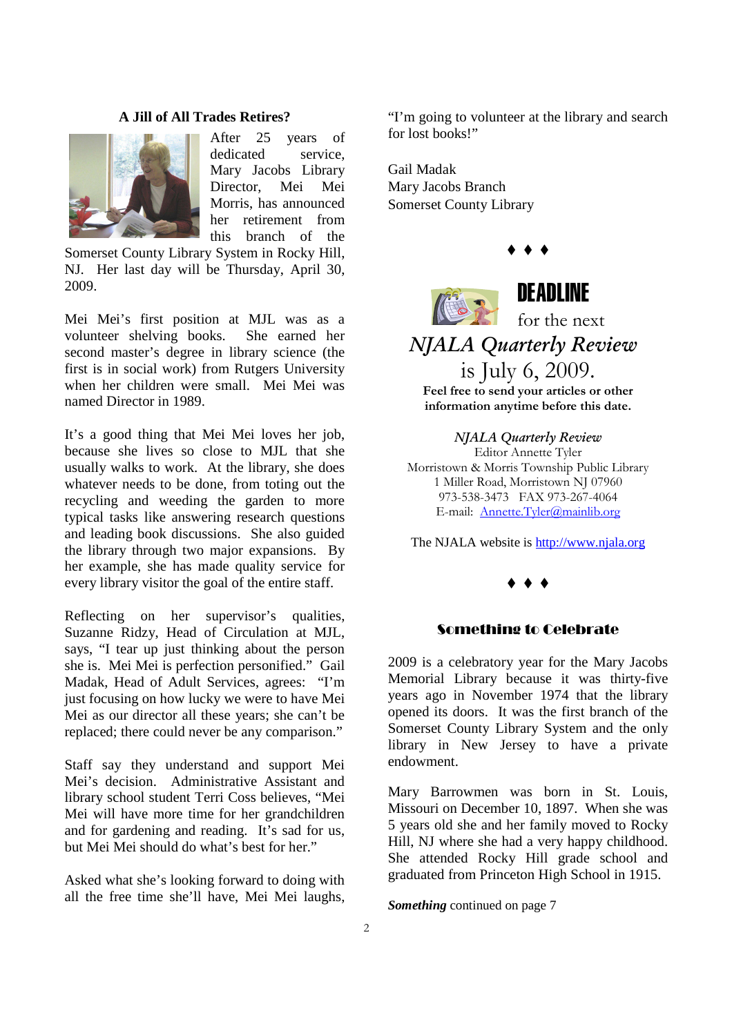### A Jill of All Trades Retires?

After 25 years of dedicated service, Mary Jacobs Library Director, Mei Mei Morris, has announced her retirement from this branch of the Somerset County Library System in Rocky Hill, NJ. Her last day will be Thursday, April 30, 2009.

Mei Mei's first position at MJL was as a volunteer shelving books. She earned her second master's degree in library science (the first is in social work) from Rutgers University when her children were small. Mei Mei was named Director in 1989.

It's a good thing that Mei Mei loves her job, because she lives so close to MJL that she usually walks to work. At the library, she does whatever needs to be done, from toting out the recycling and weeding the garden to more typical tasks like answering research questions and leading book discussions. She also guided the library through two major expansions. By her example, she has made quality service for every library visitor the goal of the entire staff.

Reflecting on her supervisor's qualities, Suzanne Ridzy, Head of Circulation at MJL, says, "I tear up just thinking about the person she is. Mei Mei is perfection personified." Gail Madak, Head of Adult Services, agrees: "I'm just focusing on how lucky we were to have Mei Mei as our director all these years; she can't be replaced; there could never be any comparison."

Staff say they understand and support Mei Mei's decision. Administrative Assistant and library school student Terri Coss believes, "Mei Mei will have more time for her grandchildren and for gardening and reading. It's sad for us, but Mei Mei should do what's best for her."

Asked what she's looking forward to doing with all the free time she'll have, Mei Mei laughs, "I'm going to volunteer at the library and search for lost books!"

Gail Madak
Mary Jacobs Branch
Somerset County Library

♦ ♦ ♦

**DEADLINE**

for the next

*NJALA Quarterly Review*

is July 6, 2009.

**Feel free to send your articles or other information anytime before this date.**

*NJALA Quarterly Review*
Editor Annette Tyler
Morristown & Morris Township Public Library
1 Miller Road, Morristown NJ 07960
973-538-3473 FAX 973-267-4064
E-mail: Annette.Tyler@mainlib.org

The NJALA website is http://www.njala.org

♦ ♦ ♦

### Something to Celebrate

2009 is a celebratory year for the Mary Jacobs Memorial Library because it was thirty-five years ago in November 1974 that the library opened its doors. It was the first branch of the Somerset County Library System and the only library in New Jersey to have a private endowment.

Mary Barrowmen was born in St. Louis, Missouri on December 10, 1897. When she was 5 years old she and her family moved to Rocky Hill, NJ where she had a very happy childhood. She attended Rocky Hill grade school and graduated from Princeton High School in 1915.

***Something*** continued on page 7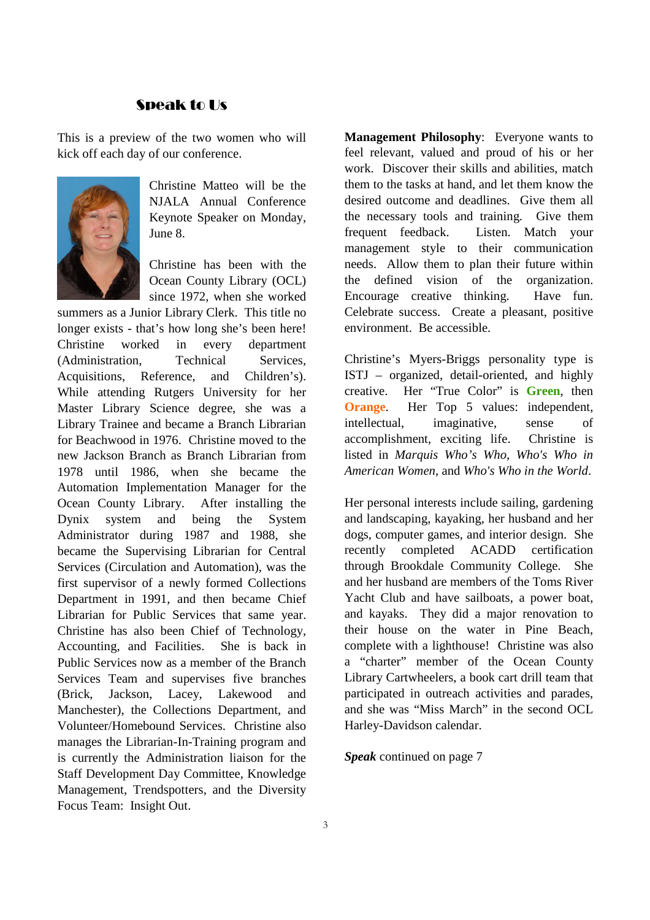## Speak to Us

This is a preview of the two women who will kick off each day of our conference.

Christine Matteo will be the NJALA Annual Conference Keynote Speaker on Monday, June 8.

Christine has been with the Ocean County Library (OCL) since 1972, when she worked summers as a Junior Library Clerk. This title no longer exists - that's how long she's been here! Christine worked in every department (Administration, Technical Services, Acquisitions, Reference, and Children's). While attending Rutgers University for her Master Library Science degree, she was a Library Trainee and became a Branch Librarian for Beachwood in 1976. Christine moved to the new Jackson Branch as Branch Librarian from 1978 until 1986, when she became the Automation Implementation Manager for the Ocean County Library. After installing the Dynix system and being the System Administrator during 1987 and 1988, she became the Supervising Librarian for Central Services (Circulation and Automation), was the first supervisor of a newly formed Collections Department in 1991, and then became Chief Librarian for Public Services that same year. Christine has also been Chief of Technology, Accounting, and Facilities. She is back in Public Services now as a member of the Branch Services Team and supervises five branches (Brick, Jackson, Lacey, Lakewood and Manchester), the Collections Department, and Volunteer/Homebound Services. Christine also manages the Librarian-In-Training program and is currently the Administration liaison for the Staff Development Day Committee, Knowledge Management, Trendspotters, and the Diversity Focus Team: Insight Out.

**Management Philosophy**: Everyone wants to feel relevant, valued and proud of his or her work. Discover their skills and abilities, match them to the tasks at hand, and let them know the desired outcome and deadlines. Give them all the necessary tools and training. Give them frequent feedback. Listen. Match your management style to their communication needs. Allow them to plan their future within the defined vision of the organization. Encourage creative thinking. Have fun. Celebrate success. Create a pleasant, positive environment. Be accessible.

Christine's Myers-Briggs personality type is ISTJ – organized, detail-oriented, and highly creative. Her "True Color" is **Green**, then **Orange**. Her Top 5 values: independent, intellectual, imaginative, sense of accomplishment, exciting life. Christine is listed in *Marquis Who's Who*, *Who's Who in American Women*, and *Who's Who in the World*.

Her personal interests include sailing, gardening and landscaping, kayaking, her husband and her dogs, computer games, and interior design. She recently completed ACADD certification through Brookdale Community College. She and her husband are members of the Toms River Yacht Club and have sailboats, a power boat, and kayaks. They did a major renovation to their house on the water in Pine Beach, complete with a lighthouse! Christine was also a "charter" member of the Ocean County Library Cartwheelers, a book cart drill team that participated in outreach activities and parades, and she was "Miss March" in the second OCL Harley-Davidson calendar.

***Speak*** continued on page 7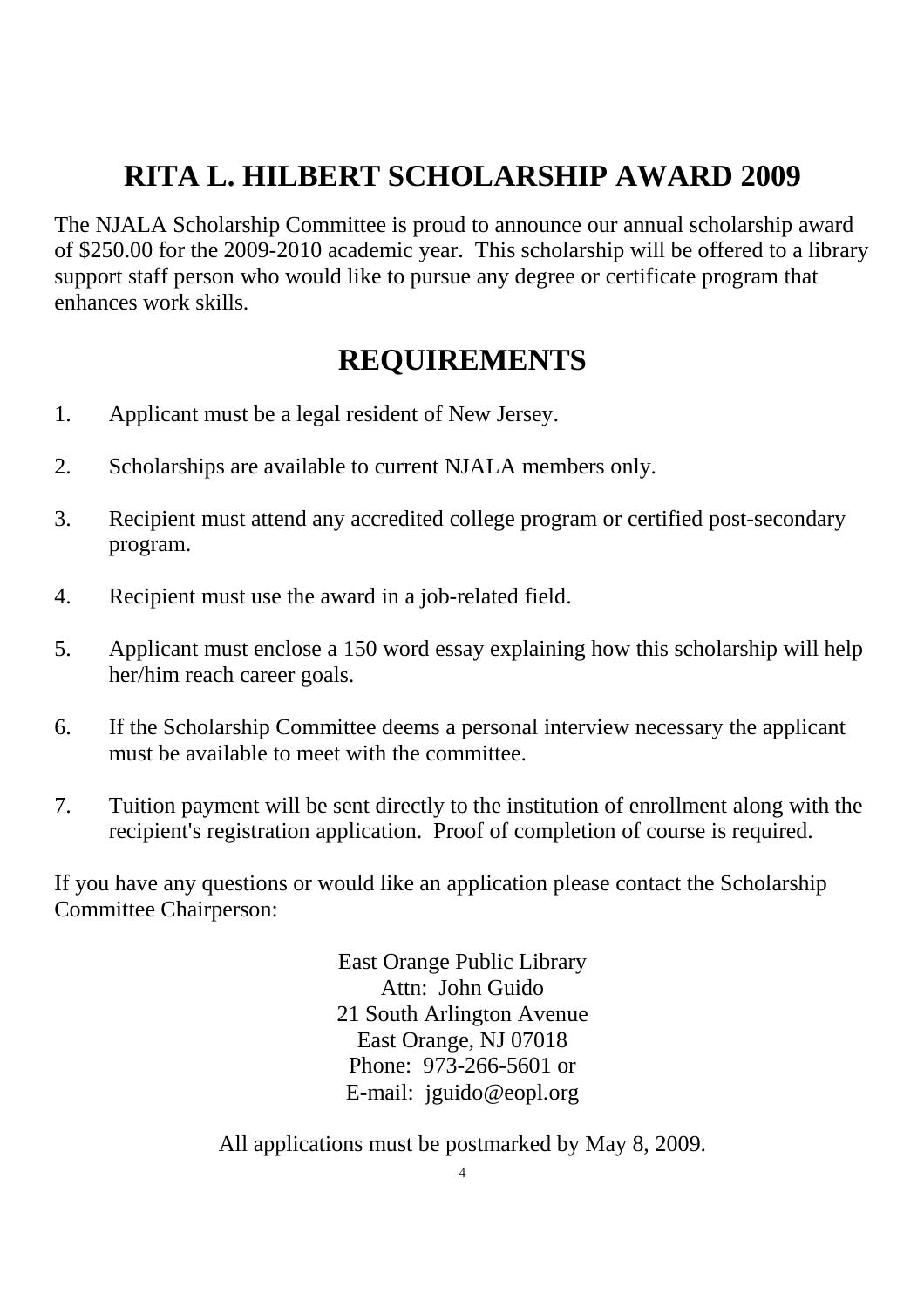# RITA L. HILBERT SCHOLARSHIP AWARD 2009

The NJALA Scholarship Committee is proud to announce our annual scholarship award of $250.00 for the 2009-2010 academic year. This scholarship will be offered to a library support staff person who would like to pursue any degree or certificate program that enhances work skills.

## REQUIREMENTS

1. Applicant must be a legal resident of New Jersey.
2. Scholarships are available to current NJALA members only.
3. Recipient must attend any accredited college program or certified post-secondary program.
4. Recipient must use the award in a job-related field.
5. Applicant must enclose a 150 word essay explaining how this scholarship will help her/him reach career goals.
6. If the Scholarship Committee deems a personal interview necessary the applicant must be available to meet with the committee.
7. Tuition payment will be sent directly to the institution of enrollment along with the recipient's registration application. Proof of completion of course is required.

If you have any questions or would like an application please contact the Scholarship Committee Chairperson:

East Orange Public Library
Attn: John Guido
21 South Arlington Avenue
East Orange, NJ 07018
Phone: 973-266-5601 or
E-mail: jguido@eopl.org

All applications must be postmarked by May 8, 2009.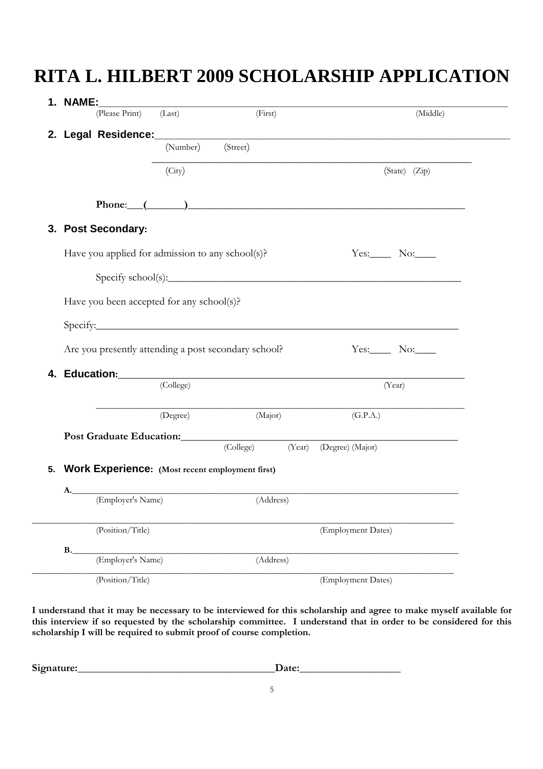# RITA L. HILBERT 2009 SCHOLARSHIP APPLICATION

1. **NAME:**\_\_\_\_\_\_\_\_\_\_\_\_\_\_\_\_\_\_\_\_\_\_\_\_\_\_\_\_\_\_\_\_\_\_\_\_\_\_\_\_\_\_\_\_\_\_\_\_\_\_\_\_\_\_\_\_\_\_\_\_
   (Please Print) (Last) (First) (Middle)

2. **Legal Residence:**\_\_\_\_\_\_\_\_\_\_\_\_\_\_\_\_\_\_\_\_\_\_\_\_\_\_\_\_\_\_\_\_\_\_\_\_\_\_\_\_\_\_\_\_\_\_\_\_\_\_
   (Number) (Street)

   \_\_\_\_\_\_\_\_\_\_\_\_\_\_\_\_\_\_\_\_\_\_\_\_\_\_\_\_\_\_\_\_\_\_\_\_\_\_\_\_\_\_\_\_\_\_\_\_\_\_\_\_\_\_\_\_
   (City) (State) (Zip)

   **Phone**:\_\_\_(\_\_\_\_\_\_\_)\_\_\_\_\_\_\_\_\_\_\_\_\_\_\_\_\_\_\_\_\_\_\_\_\_\_\_\_\_\_\_\_\_\_\_\_\_\_\_\_\_\_\_\_\_\_

3. **Post Secondary:**

   Have you applied for admission to any school(s)? Yes:\_\_\_\_ No:\_\_\_\_

   Specify school(s):\_\_\_\_\_\_\_\_\_\_\_\_\_\_\_\_\_\_\_\_\_\_\_\_\_\_\_\_\_\_\_\_\_\_\_\_\_\_\_\_\_\_\_\_\_\_\_\_

   Have you been accepted for any school(s)?

   Specify:\_\_\_\_\_\_\_\_\_\_\_\_\_\_\_\_\_\_\_\_\_\_\_\_\_\_\_\_\_\_\_\_\_\_\_\_\_\_\_\_\_\_\_\_\_\_\_\_\_\_\_\_\_\_\_\_\_\_

   Are you presently attending a post secondary school? Yes:\_\_\_\_ No:\_\_\_\_

4. **Education:**\_\_\_\_\_\_\_\_\_\_\_\_\_\_\_\_\_\_\_\_\_\_\_\_\_\_\_\_\_\_\_\_\_\_\_\_\_\_\_\_\_\_\_\_\_\_\_\_\_\_\_\_\_\_
   (College) (Year)

   \_\_\_\_\_\_\_\_\_\_\_\_\_\_\_\_\_\_\_\_\_\_\_\_\_\_\_\_\_\_\_\_\_\_\_\_\_\_\_\_\_\_\_\_\_\_\_\_\_\_\_\_\_\_\_\_\_\_\_\_
   (Degree) (Major) (G.P.A.)

   **Post Graduate Education:**\_\_\_\_\_\_\_\_\_\_\_\_\_\_\_\_\_\_\_\_\_\_\_\_\_\_\_\_\_\_\_\_\_\_\_\_\_\_\_\_\_\_
   (College) (Year) (Degree) (Major)

5. **Work Experience: (Most recent employment first)**

   **A.**\_\_\_\_\_\_\_\_\_\_\_\_\_\_\_\_\_\_\_\_\_\_\_\_\_\_\_\_\_\_\_\_\_\_\_\_\_\_\_\_\_\_\_\_\_\_\_\_\_\_\_\_\_\_\_\_\_\_\_\_
   (Employer's Name) (Address)

   \_\_\_\_\_\_\_\_\_\_\_\_\_\_\_\_\_\_\_\_\_\_\_\_\_\_\_\_\_\_\_\_\_\_\_\_\_\_\_\_\_\_\_\_\_\_\_\_\_\_\_\_\_\_\_\_\_\_\_\_\_\_
   (Position/Title) (Employment Dates)

   **B.**\_\_\_\_\_\_\_\_\_\_\_\_\_\_\_\_\_\_\_\_\_\_\_\_\_\_\_\_\_\_\_\_\_\_\_\_\_\_\_\_\_\_\_\_\_\_\_\_\_\_\_\_\_\_\_\_\_\_\_\_
   (Employer's Name) (Address)

   \_\_\_\_\_\_\_\_\_\_\_\_\_\_\_\_\_\_\_\_\_\_\_\_\_\_\_\_\_\_\_\_\_\_\_\_\_\_\_\_\_\_\_\_\_\_\_\_\_\_\_\_\_\_\_\_\_\_\_\_\_\_
   (Position/Title) (Employment Dates)

**I understand that it may be necessary to be interviewed for this scholarship and agree to make myself available for this interview if so requested by the scholarship committee. I understand that in order to be considered for this scholarship I will be required to submit proof of course completion.**

**Signature:**\_\_\_\_\_\_\_\_\_\_\_\_\_\_\_\_\_\_\_\_\_\_\_\_\_\_\_\_\_\_\_\_\_\_\_\_**Date:**\_\_\_\_\_\_\_\_\_\_\_\_\_\_\_\_\_\_\_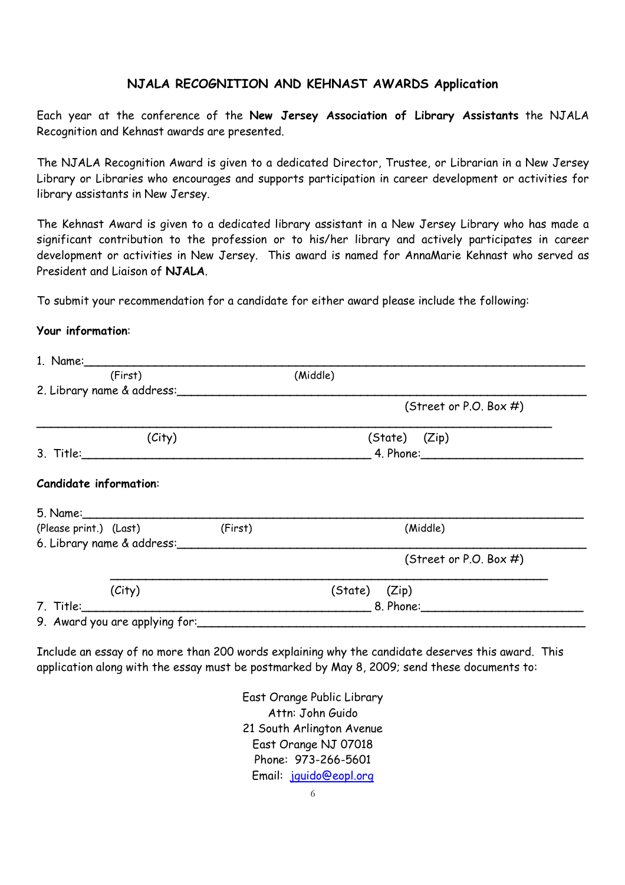## NJALA RECOGNITION AND KEHNAST AWARDS Application

Each year at the conference of the **New Jersey Association of Library Assistants** the NJALA Recognition and Kehnast awards are presented.

The NJALA Recognition Award is given to a dedicated Director, Trustee, or Librarian in a New Jersey Library or Libraries who encourages and supports participation in career development or activities for library assistants in New Jersey.

The Kehnast Award is given to a dedicated library assistant in a New Jersey Library who has made a significant contribution to the profession or to his/her library and actively participates in career development or activities in New Jersey. This award is named for AnnaMarie Kehnast who served as President and Liaison of **NJALA**.

To submit your recommendation for a candidate for either award please include the following:

**Your information**:

1. Name:______________________________________________________________________
   (First) (Middle)
2. Library name & address:________________________________________________________
   (Street or P.O. Box #)
   ______________________________________________________________________
   (City) (State) (Zip)
3. Title:_______________________________________ 4. Phone:_______________________

**Candidate information**:

5. Name:______________________________________________________________________
   (Please print.) (Last) (First) (Middle)
6. Library name & address:________________________________________________________
   (Street or P.O. Box #)
   ______________________________________________________________________
   (City) (State) (Zip)
7. Title:_______________________________________ 8. Phone:_______________________
9. Award you are applying for:____________________________________________________

Include an essay of no more than 200 words explaining why the candidate deserves this award. This application along with the essay must be postmarked by May 8, 2009; send these documents to:

East Orange Public Library
Attn: John Guido
21 South Arlington Avenue
East Orange NJ 07018
Phone: 973-266-5601
Email: jguido@eopl.org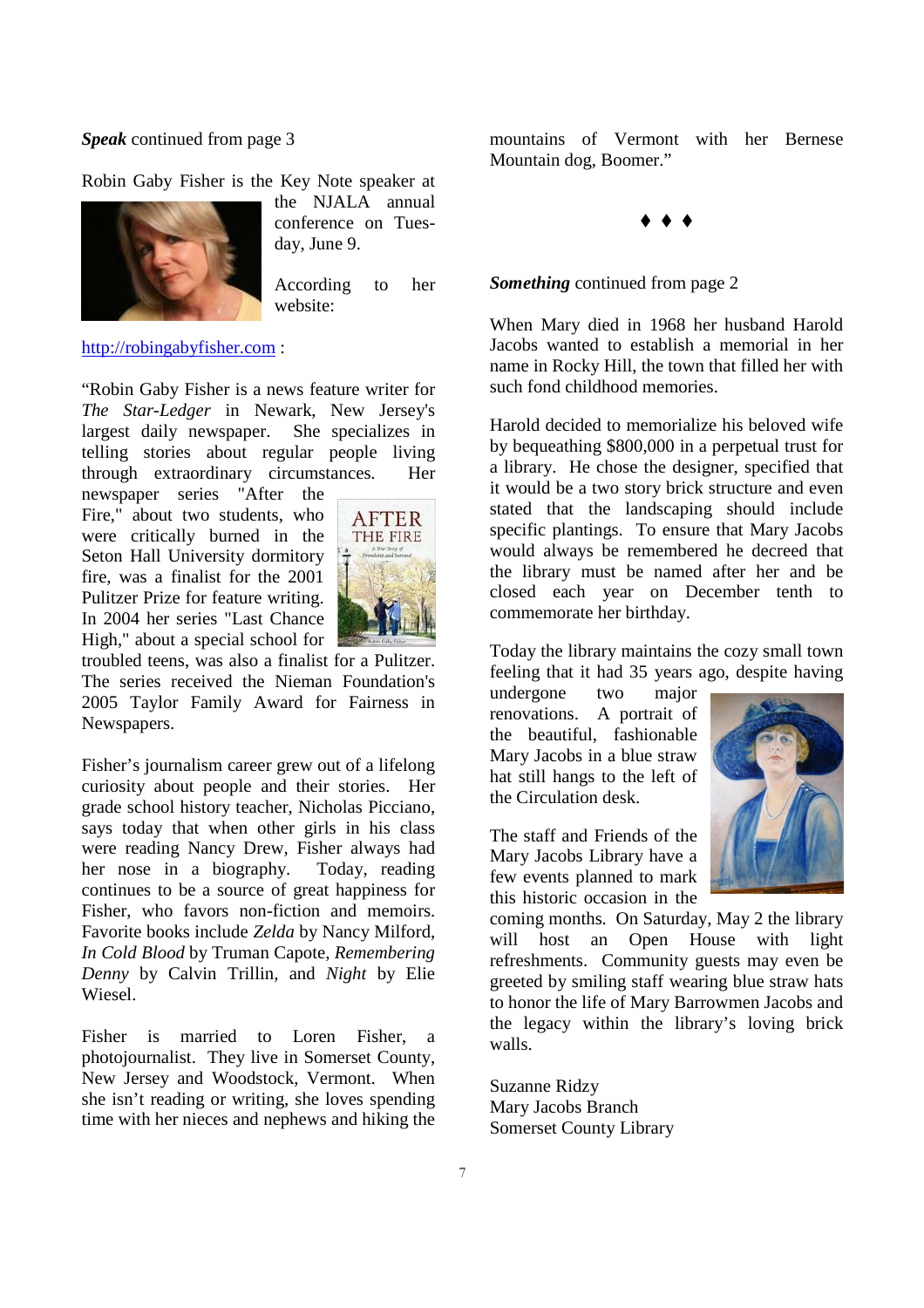***Speak*** continued from page 3

Robin Gaby Fisher is the Key Note speaker at the NJALA annual conference on Tuesday, June 9.

According to her website:

http://robingabyfisher.com :

"Robin Gaby Fisher is a news feature writer for *The Star-Ledger* in Newark, New Jersey's largest daily newspaper. She specializes in telling stories about regular people living through extraordinary circumstances. Her newspaper series "After the Fire," about two students, who were critically burned in the Seton Hall University dormitory fire, was a finalist for the 2001 Pulitzer Prize for feature writing. In 2004 her series "Last Chance High," about a special school for troubled teens, was also a finalist for a Pulitzer. The series received the Nieman Foundation's 2005 Taylor Family Award for Fairness in Newspapers.

Fisher's journalism career grew out of a lifelong curiosity about people and their stories. Her grade school history teacher, Nicholas Picciano, says today that when other girls in his class were reading Nancy Drew, Fisher always had her nose in a biography. Today, reading continues to be a source of great happiness for Fisher, who favors non-fiction and memoirs. Favorite books include *Zelda* by Nancy Milford, *In Cold Blood* by Truman Capote, *Remembering Denny* by Calvin Trillin, and *Night* by Elie Wiesel.

Fisher is married to Loren Fisher, a photojournalist. They live in Somerset County, New Jersey and Woodstock, Vermont. When she isn't reading or writing, she loves spending time with her nieces and nephews and hiking the mountains of Vermont with her Bernese Mountain dog, Boomer."

♦ ♦ ♦

***Something*** continued from page 2

When Mary died in 1968 her husband Harold Jacobs wanted to establish a memorial in her name in Rocky Hill, the town that filled her with such fond childhood memories.

Harold decided to memorialize his beloved wife by bequeathing $800,000 in a perpetual trust for a library. He chose the designer, specified that it would be a two story brick structure and even stated that the landscaping should include specific plantings. To ensure that Mary Jacobs would always be remembered he decreed that the library must be named after her and be closed each year on December tenth to commemorate her birthday.

Today the library maintains the cozy small town feeling that it had 35 years ago, despite having undergone two major renovations. A portrait of the beautiful, fashionable Mary Jacobs in a blue straw hat still hangs to the left of the Circulation desk.

The staff and Friends of the Mary Jacobs Library have a few events planned to mark this historic occasion in the coming months. On Saturday, May 2 the library will host an Open House with light refreshments. Community guests may even be greeted by smiling staff wearing blue straw hats to honor the life of Mary Barrowmen Jacobs and the legacy within the library's loving brick walls.

Suzanne Ridzy
Mary Jacobs Branch
Somerset County Library